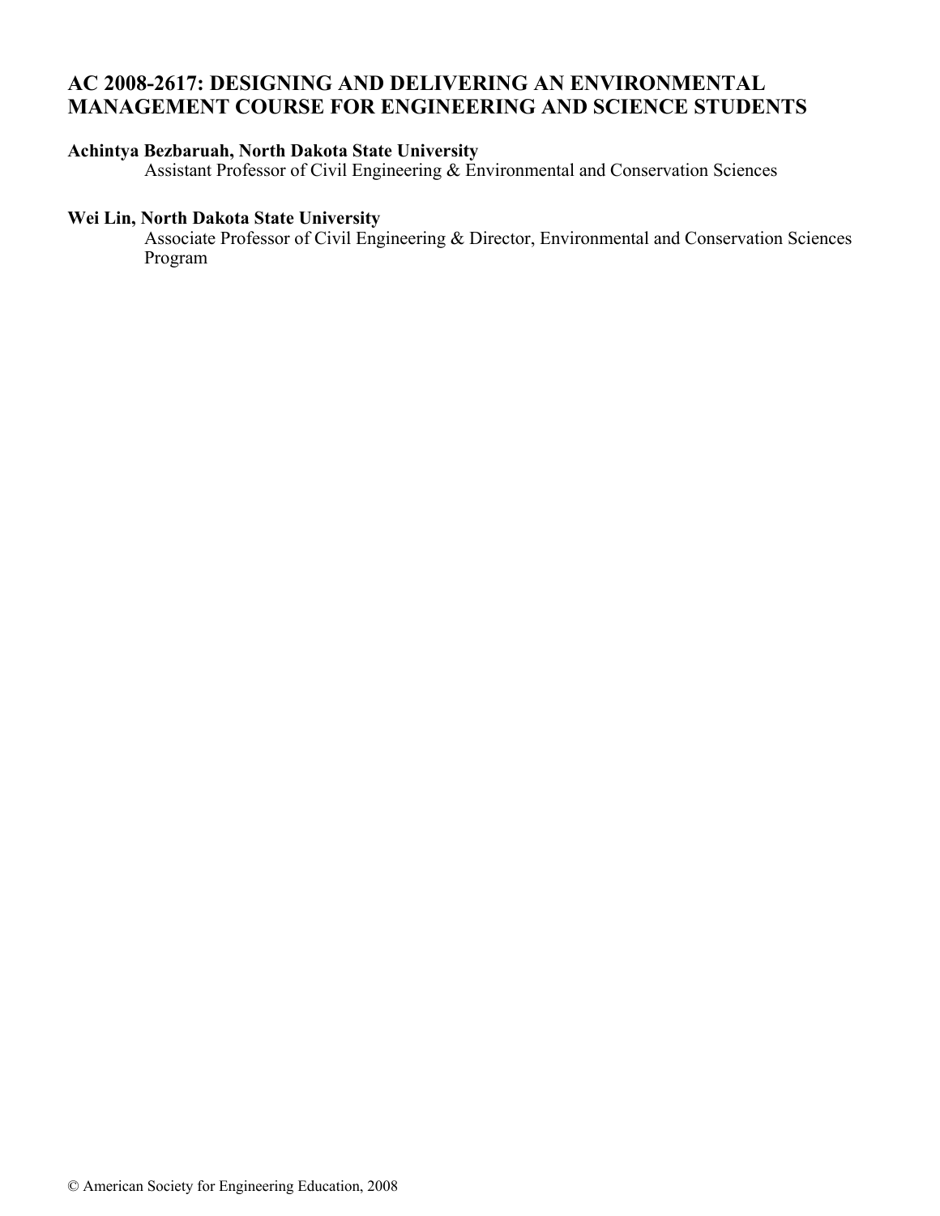# AC 2008-2617: DESIGNING AND DELIVERING AN ENVIRONMENTAL MANAGEMENT COURSE FOR ENGINEERING AND SCIENCE STUDENTS

**Achintya Bezbaruah, North Dakota State University**
Assistant Professor of Civil Engineering & Environmental and Conservation Sciences

**Wei Lin, North Dakota State University**
Associate Professor of Civil Engineering & Director, Environmental and Conservation Sciences Program

© American Society for Engineering Education, 2008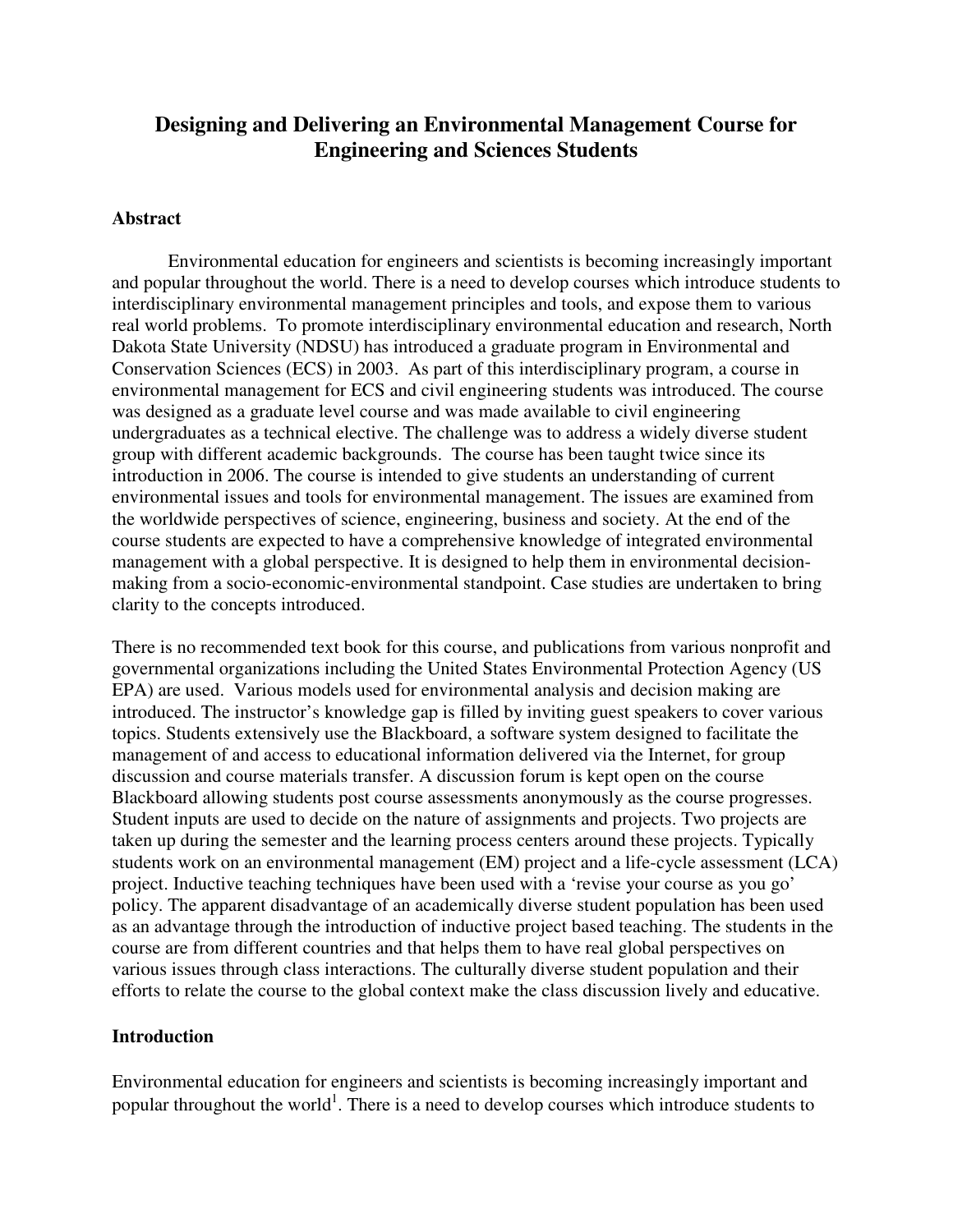# Designing and Delivering an Environmental Management Course for Engineering and Sciences Students

## Abstract

Environmental education for engineers and scientists is becoming increasingly important and popular throughout the world. There is a need to develop courses which introduce students to interdisciplinary environmental management principles and tools, and expose them to various real world problems. To promote interdisciplinary environmental education and research, North Dakota State University (NDSU) has introduced a graduate program in Environmental and Conservation Sciences (ECS) in 2003. As part of this interdisciplinary program, a course in environmental management for ECS and civil engineering students was introduced. The course was designed as a graduate level course and was made available to civil engineering undergraduates as a technical elective. The challenge was to address a widely diverse student group with different academic backgrounds. The course has been taught twice since its introduction in 2006. The course is intended to give students an understanding of current environmental issues and tools for environmental management. The issues are examined from the worldwide perspectives of science, engineering, business and society. At the end of the course students are expected to have a comprehensive knowledge of integrated environmental management with a global perspective. It is designed to help them in environmental decision-making from a socio-economic-environmental standpoint. Case studies are undertaken to bring clarity to the concepts introduced.

There is no recommended text book for this course, and publications from various nonprofit and governmental organizations including the United States Environmental Protection Agency (US EPA) are used. Various models used for environmental analysis and decision making are introduced. The instructor's knowledge gap is filled by inviting guest speakers to cover various topics. Students extensively use the Blackboard, a software system designed to facilitate the management of and access to educational information delivered via the Internet, for group discussion and course materials transfer. A discussion forum is kept open on the course Blackboard allowing students post course assessments anonymously as the course progresses. Student inputs are used to decide on the nature of assignments and projects. Two projects are taken up during the semester and the learning process centers around these projects. Typically students work on an environmental management (EM) project and a life-cycle assessment (LCA) project. Inductive teaching techniques have been used with a 'revise your course as you go' policy. The apparent disadvantage of an academically diverse student population has been used as an advantage through the introduction of inductive project based teaching. The students in the course are from different countries and that helps them to have real global perspectives on various issues through class interactions. The culturally diverse student population and their efforts to relate the course to the global context make the class discussion lively and educative.

## Introduction

Environmental education for engineers and scientists is becoming increasingly important and popular throughout the world[1]. There is a need to develop courses which introduce students to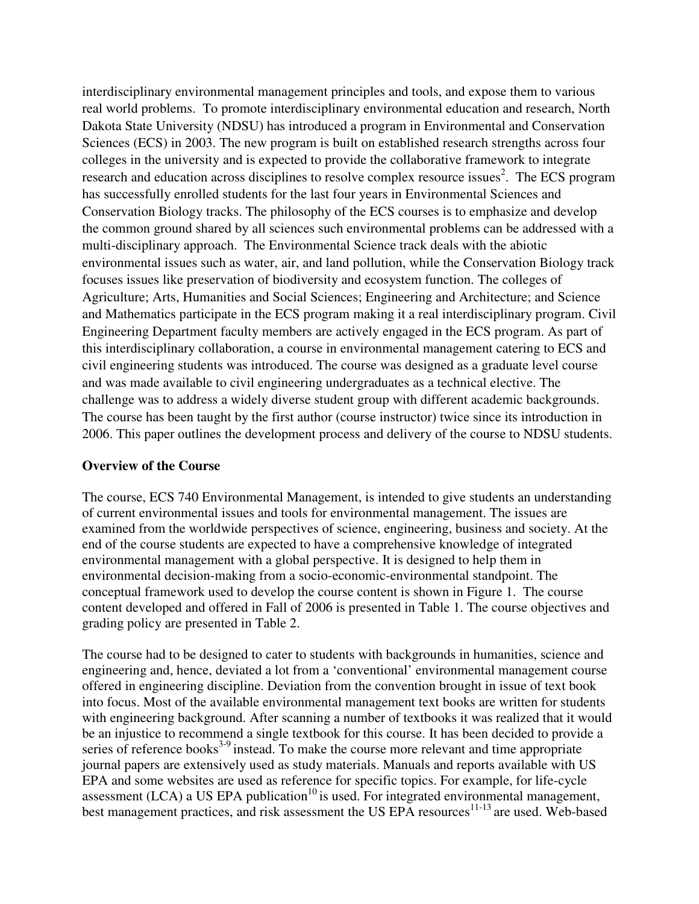interdisciplinary environmental management principles and tools, and expose them to various real world problems. To promote interdisciplinary environmental education and research, North Dakota State University (NDSU) has introduced a program in Environmental and Conservation Sciences (ECS) in 2003. The new program is built on established research strengths across four colleges in the university and is expected to provide the collaborative framework to integrate research and education across disciplines to resolve complex resource issues[2]. The ECS program has successfully enrolled students for the last four years in Environmental Sciences and Conservation Biology tracks. The philosophy of the ECS courses is to emphasize and develop the common ground shared by all sciences such environmental problems can be addressed with a multi-disciplinary approach. The Environmental Science track deals with the abiotic environmental issues such as water, air, and land pollution, while the Conservation Biology track focuses issues like preservation of biodiversity and ecosystem function. The colleges of Agriculture; Arts, Humanities and Social Sciences; Engineering and Architecture; and Science and Mathematics participate in the ECS program making it a real interdisciplinary program. Civil Engineering Department faculty members are actively engaged in the ECS program. As part of this interdisciplinary collaboration, a course in environmental management catering to ECS and civil engineering students was introduced. The course was designed as a graduate level course and was made available to civil engineering undergraduates as a technical elective. The challenge was to address a widely diverse student group with different academic backgrounds. The course has been taught by the first author (course instructor) twice since its introduction in 2006. This paper outlines the development process and delivery of the course to NDSU students.

## Overview of the Course

The course, ECS 740 Environmental Management, is intended to give students an understanding of current environmental issues and tools for environmental management. The issues are examined from the worldwide perspectives of science, engineering, business and society. At the end of the course students are expected to have a comprehensive knowledge of integrated environmental management with a global perspective. It is designed to help them in environmental decision-making from a socio-economic-environmental standpoint. The conceptual framework used to develop the course content is shown in Figure 1. The course content developed and offered in Fall of 2006 is presented in Table 1. The course objectives and grading policy are presented in Table 2.

The course had to be designed to cater to students with backgrounds in humanities, science and engineering and, hence, deviated a lot from a 'conventional' environmental management course offered in engineering discipline. Deviation from the convention brought in issue of text book into focus. Most of the available environmental management text books are written for students with engineering background. After scanning a number of textbooks it was realized that it would be an injustice to recommend a single textbook for this course. It has been decided to provide a series of reference books[3-9] instead. To make the course more relevant and time appropriate journal papers are extensively used as study materials. Manuals and reports available with US EPA and some websites are used as reference for specific topics. For example, for life-cycle assessment (LCA) a US EPA publication[10] is used. For integrated environmental management, best management practices, and risk assessment the US EPA resources[11-13] are used. Web-based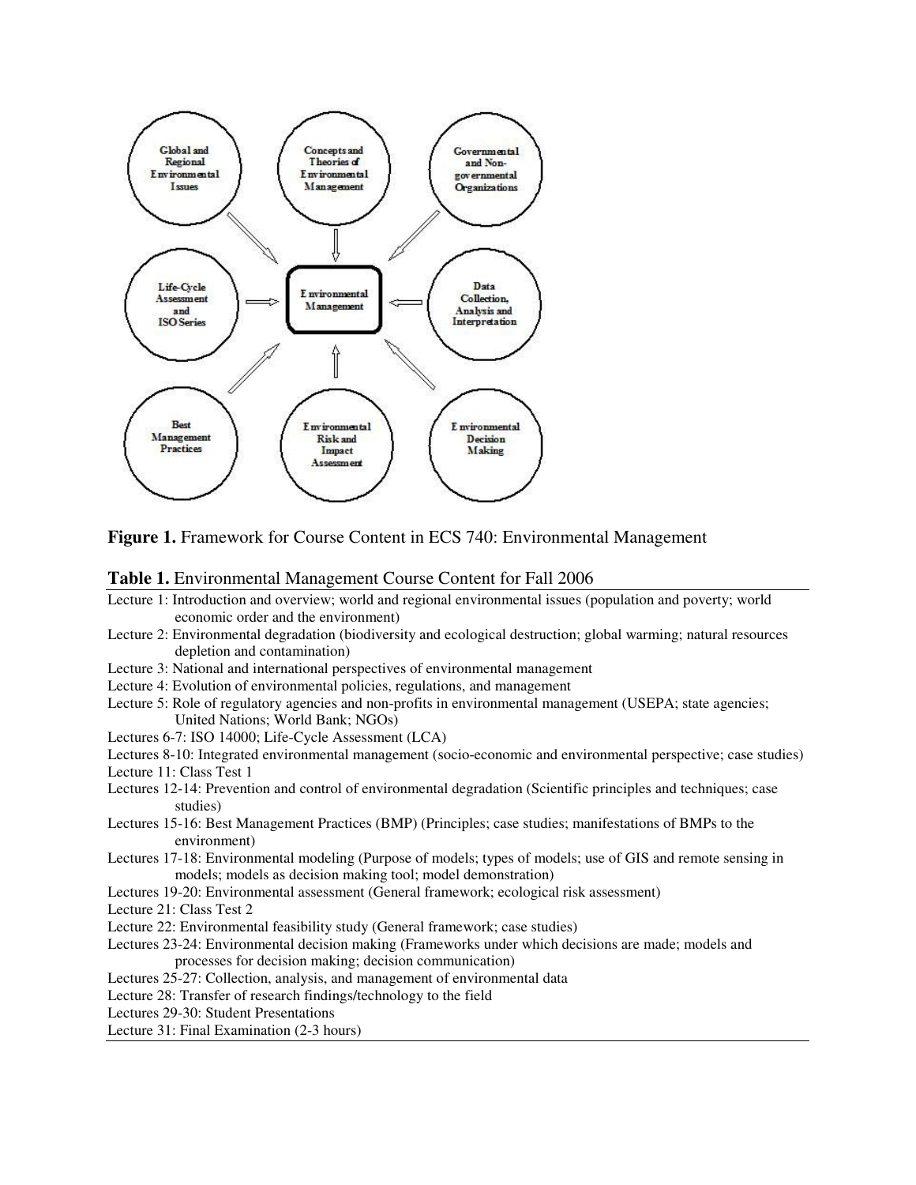**Figure 1.** Framework for Course Content in ECS 740: Environmental Management

**Table 1.** Environmental Management Course Content for Fall 2006

Lecture 1: Introduction and overview; world and regional environmental issues (population and poverty; world economic order and the environment)

Lecture 2: Environmental degradation (biodiversity and ecological destruction; global warming; natural resources depletion and contamination)

Lecture 3: National and international perspectives of environmental management

Lecture 4: Evolution of environmental policies, regulations, and management

Lecture 5: Role of regulatory agencies and non-profits in environmental management (USEPA; state agencies; United Nations; World Bank; NGOs)

Lectures 6-7: ISO 14000; Life-Cycle Assessment (LCA)

Lectures 8-10: Integrated environmental management (socio-economic and environmental perspective; case studies)

Lecture 11: Class Test 1

Lectures 12-14: Prevention and control of environmental degradation (Scientific principles and techniques; case studies)

Lectures 15-16: Best Management Practices (BMP) (Principles; case studies; manifestations of BMPs to the environment)

Lectures 17-18: Environmental modeling (Purpose of models; types of models; use of GIS and remote sensing in models; models as decision making tool; model demonstration)

Lectures 19-20: Environmental assessment (General framework; ecological risk assessment)

Lecture 21: Class Test 2

Lecture 22: Environmental feasibility study (General framework; case studies)

Lectures 23-24: Environmental decision making (Frameworks under which decisions are made; models and processes for decision making; decision communication)

Lectures 25-27: Collection, analysis, and management of environmental data

Lecture 28: Transfer of research findings/technology to the field

Lectures 29-30: Student Presentations

Lecture 31: Final Examination (2-3 hours)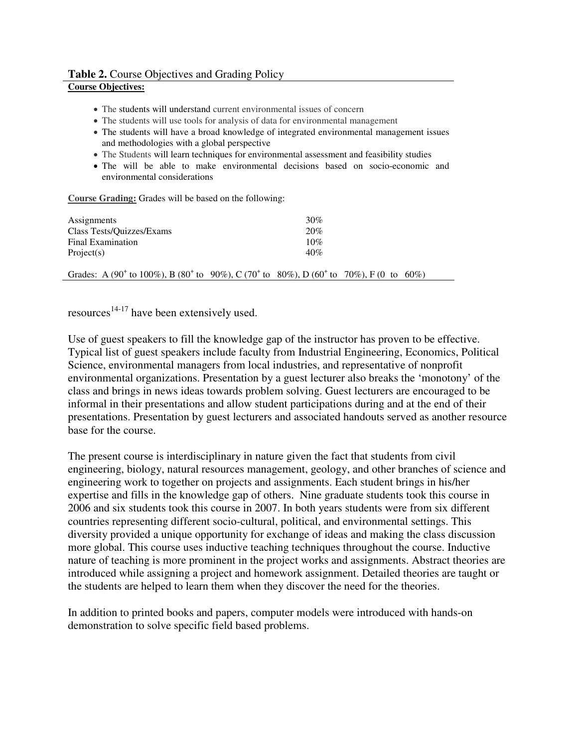**Table 2.** Course Objectives and Grading Policy

**Course Objectives:**

- The students will understand current environmental issues of concern
- The students will use tools for analysis of data for environmental management
- The students will have a broad knowledge of integrated environmental management issues and methodologies with a global perspective
- The Students will learn techniques for environmental assessment and feasibility studies
- The will be able to make environmental decisions based on socio-economic and environmental considerations

**Course Grading:** Grades will be based on the following:

| | |
|---|---|
| Assignments | 30% |
| Class Tests/Quizzes/Exams | 20% |
| Final Examination | 10% |
| Project(s) | 40% |

Grades: A ($90^+$ to 100%), B ($80^+$ to 90%), C ($70^+$ to 80%), D ($60^+$ to 70%), F (0 to 60%)

resources[14-17] have been extensively used.

Use of guest speakers to fill the knowledge gap of the instructor has proven to be effective. Typical list of guest speakers include faculty from Industrial Engineering, Economics, Political Science, environmental managers from local industries, and representative of nonprofit environmental organizations. Presentation by a guest lecturer also breaks the 'monotony' of the class and brings in news ideas towards problem solving. Guest lecturers are encouraged to be informal in their presentations and allow student participations during and at the end of their presentations. Presentation by guest lecturers and associated handouts served as another resource base for the course.

The present course is interdisciplinary in nature given the fact that students from civil engineering, biology, natural resources management, geology, and other branches of science and engineering work to together on projects and assignments. Each student brings in his/her expertise and fills in the knowledge gap of others. Nine graduate students took this course in 2006 and six students took this course in 2007. In both years students were from six different countries representing different socio-cultural, political, and environmental settings. This diversity provided a unique opportunity for exchange of ideas and making the class discussion more global. This course uses inductive teaching techniques throughout the course. Inductive nature of teaching is more prominent in the project works and assignments. Abstract theories are introduced while assigning a project and homework assignment. Detailed theories are taught or the students are helped to learn them when they discover the need for the theories.

In addition to printed books and papers, computer models were introduced with hands-on demonstration to solve specific field based problems.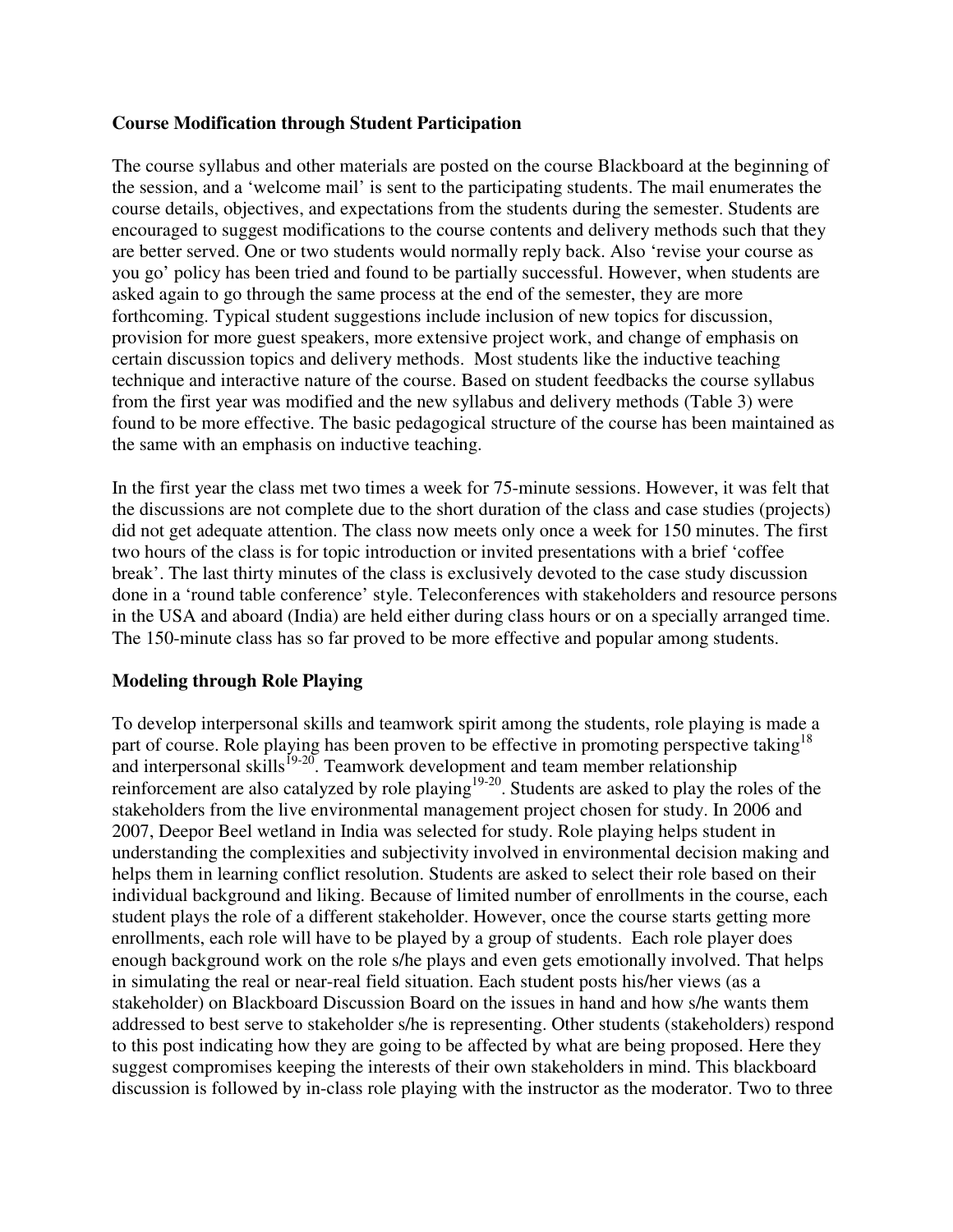## Course Modification through Student Participation

The course syllabus and other materials are posted on the course Blackboard at the beginning of the session, and a 'welcome mail' is sent to the participating students. The mail enumerates the course details, objectives, and expectations from the students during the semester. Students are encouraged to suggest modifications to the course contents and delivery methods such that they are better served. One or two students would normally reply back. Also 'revise your course as you go' policy has been tried and found to be partially successful. However, when students are asked again to go through the same process at the end of the semester, they are more forthcoming. Typical student suggestions include inclusion of new topics for discussion, provision for more guest speakers, more extensive project work, and change of emphasis on certain discussion topics and delivery methods. Most students like the inductive teaching technique and interactive nature of the course. Based on student feedbacks the course syllabus from the first year was modified and the new syllabus and delivery methods (Table 3) were found to be more effective. The basic pedagogical structure of the course has been maintained as the same with an emphasis on inductive teaching.

In the first year the class met two times a week for 75-minute sessions. However, it was felt that the discussions are not complete due to the short duration of the class and case studies (projects) did not get adequate attention. The class now meets only once a week for 150 minutes. The first two hours of the class is for topic introduction or invited presentations with a brief 'coffee break'. The last thirty minutes of the class is exclusively devoted to the case study discussion done in a 'round table conference' style. Teleconferences with stakeholders and resource persons in the USA and aboard (India) are held either during class hours or on a specially arranged time. The 150-minute class has so far proved to be more effective and popular among students.

## Modeling through Role Playing

To develop interpersonal skills and teamwork spirit among the students, role playing is made a part of course. Role playing has been proven to be effective in promoting perspective taking[18] and interpersonal skills[19-20]. Teamwork development and team member relationship reinforcement are also catalyzed by role playing[19-20]. Students are asked to play the roles of the stakeholders from the live environmental management project chosen for study. In 2006 and 2007, Deepor Beel wetland in India was selected for study. Role playing helps student in understanding the complexities and subjectivity involved in environmental decision making and helps them in learning conflict resolution. Students are asked to select their role based on their individual background and liking. Because of limited number of enrollments in the course, each student plays the role of a different stakeholder. However, once the course starts getting more enrollments, each role will have to be played by a group of students. Each role player does enough background work on the role s/he plays and even gets emotionally involved. That helps in simulating the real or near-real field situation. Each student posts his/her views (as a stakeholder) on Blackboard Discussion Board on the issues in hand and how s/he wants them addressed to best serve to stakeholder s/he is representing. Other students (stakeholders) respond to this post indicating how they are going to be affected by what are being proposed. Here they suggest compromises keeping the interests of their own stakeholders in mind. This blackboard discussion is followed by in-class role playing with the instructor as the moderator. Two to three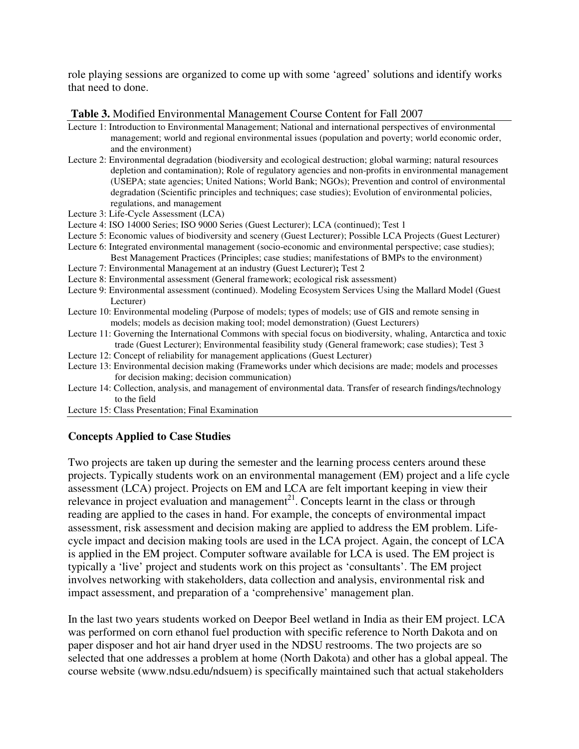role playing sessions are organized to come up with some 'agreed' solutions and identify works that need to done.

**Table 3.** Modified Environmental Management Course Content for Fall 2007

| |
|---|
| Lecture 1: Introduction to Environmental Management; National and international perspectives of environmental management; world and regional environmental issues (population and poverty; world economic order, and the environment) |
| Lecture 2: Environmental degradation (biodiversity and ecological destruction; global warming; natural resources depletion and contamination); Role of regulatory agencies and non-profits in environmental management (USEPA; state agencies; United Nations; World Bank; NGOs); Prevention and control of environmental degradation (Scientific principles and techniques; case studies); Evolution of environmental policies, regulations, and management |
| Lecture 3: Life-Cycle Assessment (LCA) |
| Lecture 4: ISO 14000 Series; ISO 9000 Series (Guest Lecturer); LCA (continued); Test 1 |
| Lecture 5: Economic values of biodiversity and scenery (Guest Lecturer); Possible LCA Projects (Guest Lecturer) |
| Lecture 6: Integrated environmental management (socio-economic and environmental perspective; case studies); Best Management Practices (Principles; case studies; manifestations of BMPs to the environment) |
| Lecture 7: Environmental Management at an industry (Guest Lecturer); Test 2 |
| Lecture 8: Environmental assessment (General framework; ecological risk assessment) |
| Lecture 9: Environmental assessment (continued). Modeling Ecosystem Services Using the Mallard Model (Guest Lecturer) |
| Lecture 10: Environmental modeling (Purpose of models; types of models; use of GIS and remote sensing in models; models as decision making tool; model demonstration) (Guest Lecturers) |
| Lecture 11: Governing the International Commons with special focus on biodiversity, whaling, Antarctica and toxic trade (Guest Lecturer); Environmental feasibility study (General framework; case studies); Test 3 |
| Lecture 12: Concept of reliability for management applications (Guest Lecturer) |
| Lecture 13: Environmental decision making (Frameworks under which decisions are made; models and processes for decision making; decision communication) |
| Lecture 14: Collection, analysis, and management of environmental data. Transfer of research findings/technology to the field |
| Lecture 15: Class Presentation; Final Examination |

### Concepts Applied to Case Studies

Two projects are taken up during the semester and the learning process centers around these projects. Typically students work on an environmental management (EM) project and a life cycle assessment (LCA) project. Projects on EM and LCA are felt important keeping in view their relevance in project evaluation and management[21]. Concepts learnt in the class or through reading are applied to the cases in hand. For example, the concepts of environmental impact assessment, risk assessment and decision making are applied to address the EM problem. Life-cycle impact and decision making tools are used in the LCA project. Again, the concept of LCA is applied in the EM project. Computer software available for LCA is used. The EM project is typically a 'live' project and students work on this project as 'consultants'. The EM project involves networking with stakeholders, data collection and analysis, environmental risk and impact assessment, and preparation of a 'comprehensive' management plan.

In the last two years students worked on Deepor Beel wetland in India as their EM project. LCA was performed on corn ethanol fuel production with specific reference to North Dakota and on paper disposer and hot air hand dryer used in the NDSU restrooms. The two projects are so selected that one addresses a problem at home (North Dakota) and other has a global appeal. The course website (www.ndsu.edu/ndsuem) is specifically maintained such that actual stakeholders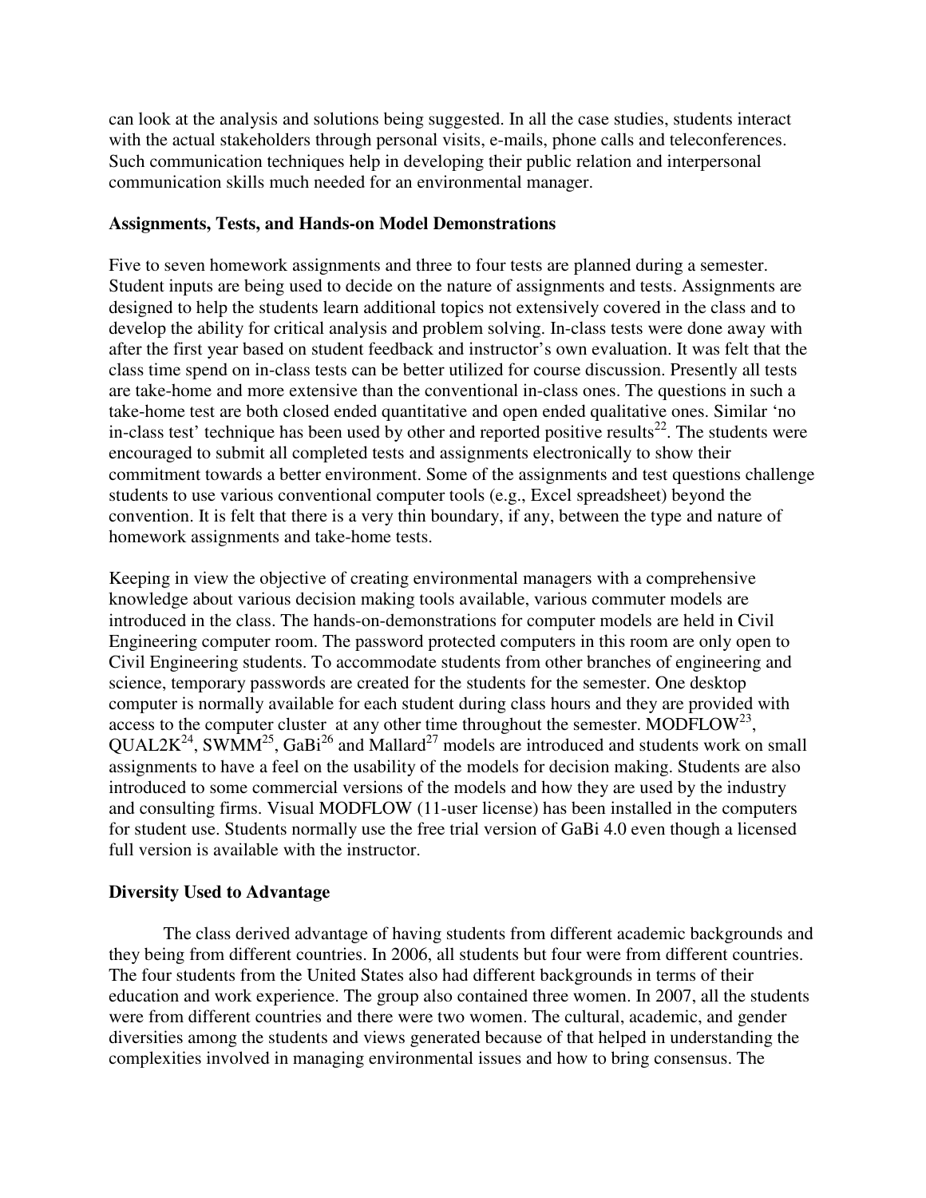can look at the analysis and solutions being suggested. In all the case studies, students interact with the actual stakeholders through personal visits, e-mails, phone calls and teleconferences. Such communication techniques help in developing their public relation and interpersonal communication skills much needed for an environmental manager.

**Assignments, Tests, and Hands-on Model Demonstrations**

Five to seven homework assignments and three to four tests are planned during a semester. Student inputs are being used to decide on the nature of assignments and tests. Assignments are designed to help the students learn additional topics not extensively covered in the class and to develop the ability for critical analysis and problem solving. In-class tests were done away with after the first year based on student feedback and instructor's own evaluation. It was felt that the class time spend on in-class tests can be better utilized for course discussion. Presently all tests are take-home and more extensive than the conventional in-class ones. The questions in such a take-home test are both closed ended quantitative and open ended qualitative ones. Similar 'no in-class test' technique has been used by other and reported positive results[22]. The students were encouraged to submit all completed tests and assignments electronically to show their commitment towards a better environment. Some of the assignments and test questions challenge students to use various conventional computer tools (e.g., Excel spreadsheet) beyond the convention. It is felt that there is a very thin boundary, if any, between the type and nature of homework assignments and take-home tests.

Keeping in view the objective of creating environmental managers with a comprehensive knowledge about various decision making tools available, various commuter models are introduced in the class. The hands-on-demonstrations for computer models are held in Civil Engineering computer room. The password protected computers in this room are only open to Civil Engineering students. To accommodate students from other branches of engineering and science, temporary passwords are created for the students for the semester. One desktop computer is normally available for each student during class hours and they are provided with access to the computer cluster at any other time throughout the semester. MODFLOW[23], QUAL2K[24], SWMM[25], GaBi[26] and Mallard[27] models are introduced and students work on small assignments to have a feel on the usability of the models for decision making. Students are also introduced to some commercial versions of the models and how they are used by the industry and consulting firms. Visual MODFLOW (11-user license) has been installed in the computers for student use. Students normally use the free trial version of GaBi 4.0 even though a licensed full version is available with the instructor.

**Diversity Used to Advantage**

The class derived advantage of having students from different academic backgrounds and they being from different countries. In 2006, all students but four were from different countries. The four students from the United States also had different backgrounds in terms of their education and work experience. The group also contained three women. In 2007, all the students were from different countries and there were two women. The cultural, academic, and gender diversities among the students and views generated because of that helped in understanding the complexities involved in managing environmental issues and how to bring consensus. The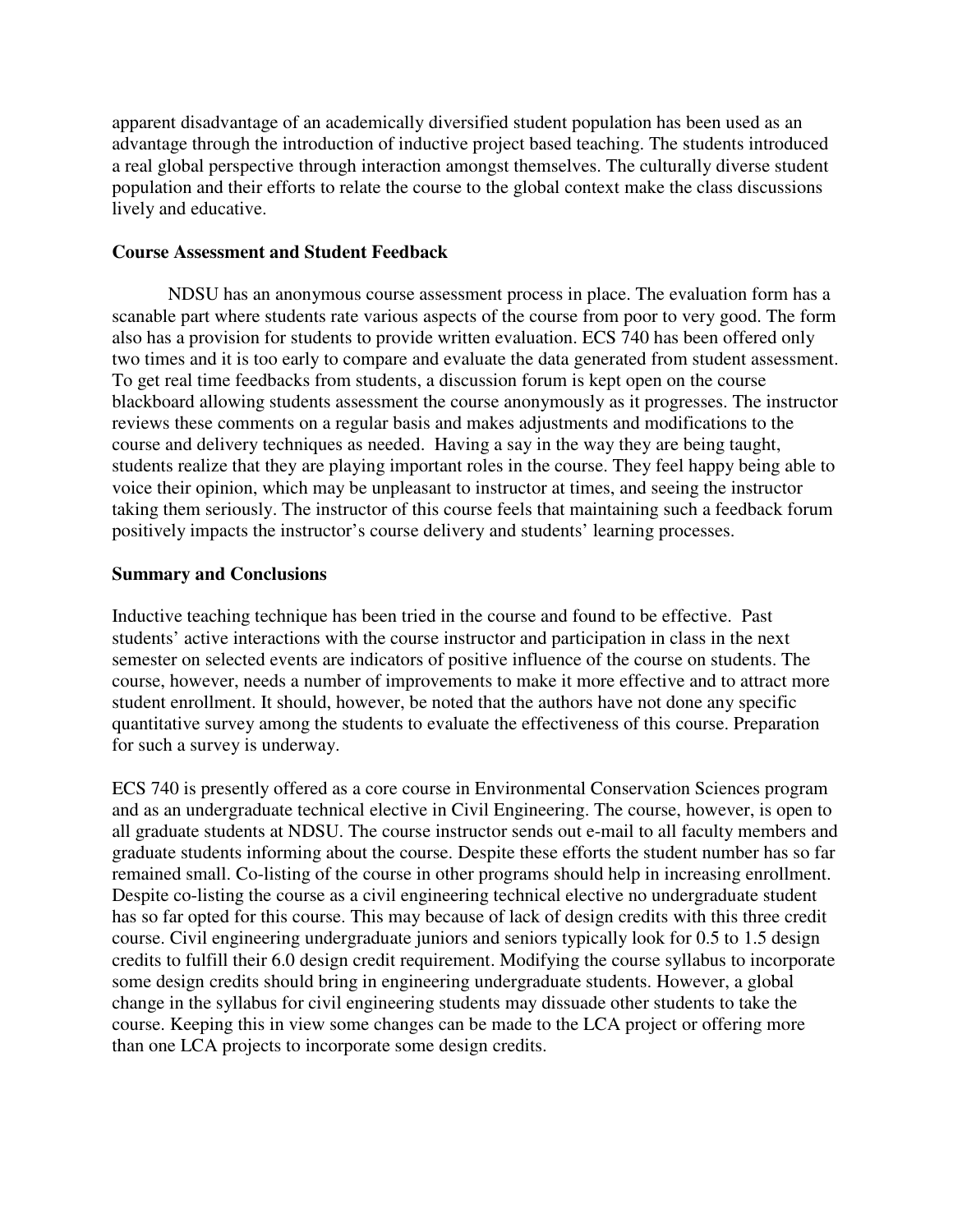apparent disadvantage of an academically diversified student population has been used as an advantage through the introduction of inductive project based teaching. The students introduced a real global perspective through interaction amongst themselves. The culturally diverse student population and their efforts to relate the course to the global context make the class discussions lively and educative.

**Course Assessment and Student Feedback**

NDSU has an anonymous course assessment process in place. The evaluation form has a scanable part where students rate various aspects of the course from poor to very good. The form also has a provision for students to provide written evaluation. ECS 740 has been offered only two times and it is too early to compare and evaluate the data generated from student assessment. To get real time feedbacks from students, a discussion forum is kept open on the course blackboard allowing students assessment the course anonymously as it progresses. The instructor reviews these comments on a regular basis and makes adjustments and modifications to the course and delivery techniques as needed. Having a say in the way they are being taught, students realize that they are playing important roles in the course. They feel happy being able to voice their opinion, which may be unpleasant to instructor at times, and seeing the instructor taking them seriously. The instructor of this course feels that maintaining such a feedback forum positively impacts the instructor's course delivery and students' learning processes.

**Summary and Conclusions**

Inductive teaching technique has been tried in the course and found to be effective. Past students' active interactions with the course instructor and participation in class in the next semester on selected events are indicators of positive influence of the course on students. The course, however, needs a number of improvements to make it more effective and to attract more student enrollment. It should, however, be noted that the authors have not done any specific quantitative survey among the students to evaluate the effectiveness of this course. Preparation for such a survey is underway.

ECS 740 is presently offered as a core course in Environmental Conservation Sciences program and as an undergraduate technical elective in Civil Engineering. The course, however, is open to all graduate students at NDSU. The course instructor sends out e-mail to all faculty members and graduate students informing about the course. Despite these efforts the student number has so far remained small. Co-listing of the course in other programs should help in increasing enrollment. Despite co-listing the course as a civil engineering technical elective no undergraduate student has so far opted for this course. This may because of lack of design credits with this three credit course. Civil engineering undergraduate juniors and seniors typically look for 0.5 to 1.5 design credits to fulfill their 6.0 design credit requirement. Modifying the course syllabus to incorporate some design credits should bring in engineering undergraduate students. However, a global change in the syllabus for civil engineering students may dissuade other students to take the course. Keeping this in view some changes can be made to the LCA project or offering more than one LCA projects to incorporate some design credits.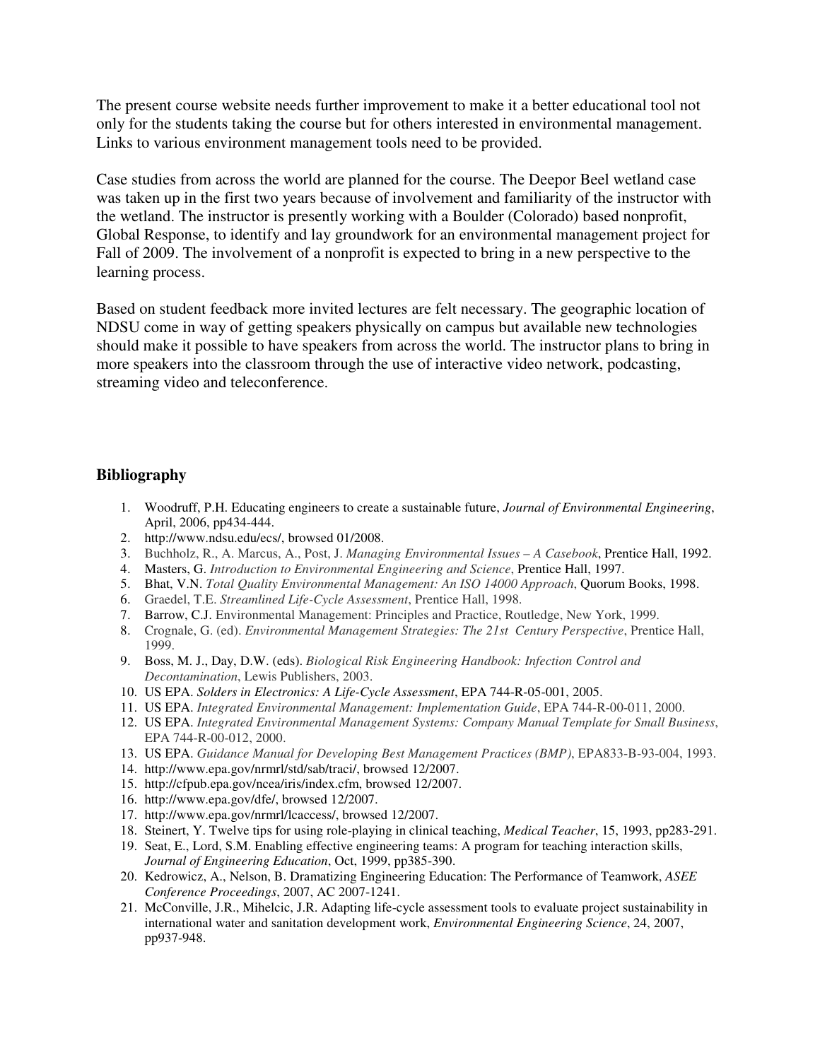The present course website needs further improvement to make it a better educational tool not only for the students taking the course but for others interested in environmental management. Links to various environment management tools need to be provided.

Case studies from across the world are planned for the course. The Deepor Beel wetland case was taken up in the first two years because of involvement and familiarity of the instructor with the wetland. The instructor is presently working with a Boulder (Colorado) based nonprofit, Global Response, to identify and lay groundwork for an environmental management project for Fall of 2009. The involvement of a nonprofit is expected to bring in a new perspective to the learning process.

Based on student feedback more invited lectures are felt necessary. The geographic location of NDSU come in way of getting speakers physically on campus but available new technologies should make it possible to have speakers from across the world. The instructor plans to bring in more speakers into the classroom through the use of interactive video network, podcasting, streaming video and teleconference.

## Bibliography

1. Woodruff, P.H. Educating engineers to create a sustainable future, *Journal of Environmental Engineering*, April, 2006, pp434-444.
2. http://www.ndsu.edu/ecs/, browsed 01/2008.
3. Buchholz, R., A. Marcus, A., Post, J. *Managing Environmental Issues – A Casebook*, Prentice Hall, 1992.
4. Masters, G. *Introduction to Environmental Engineering and Science*, Prentice Hall, 1997.
5. Bhat, V.N. *Total Quality Environmental Management: An ISO 14000 Approach*, Quorum Books, 1998.
6. Graedel, T.E. *Streamlined Life-Cycle Assessment*, Prentice Hall, 1998.
7. Barrow, C.J. Environmental Management: Principles and Practice, Routledge, New York, 1999.
8. Crognale, G. (ed). *Environmental Management Strategies: The 21st Century Perspective*, Prentice Hall, 1999.
9. Boss, M. J., Day, D.W. (eds). *Biological Risk Engineering Handbook: Infection Control and Decontamination*, Lewis Publishers, 2003.
10. US EPA. *Solders in Electronics: A Life-Cycle Assessment*, EPA 744-R-05-001, 2005.
11. US EPA. *Integrated Environmental Management: Implementation Guide*, EPA 744-R-00-011, 2000.
12. US EPA. *Integrated Environmental Management Systems: Company Manual Template for Small Business*, EPA 744-R-00-012, 2000.
13. US EPA. *Guidance Manual for Developing Best Management Practices (BMP)*, EPA833-B-93-004, 1993.
14. http://www.epa.gov/nrmrl/std/sab/traci/, browsed 12/2007.
15. http://cfpub.epa.gov/ncea/iris/index.cfm, browsed 12/2007.
16. http://www.epa.gov/dfe/, browsed 12/2007.
17. http://www.epa.gov/nrmrl/lcaccess/, browsed 12/2007.
18. Steinert, Y. Twelve tips for using role-playing in clinical teaching, *Medical Teacher*, 15, 1993, pp283-291.
19. Seat, E., Lord, S.M. Enabling effective engineering teams: A program for teaching interaction skills, *Journal of Engineering Education*, Oct, 1999, pp385-390.
20. Kedrowicz, A., Nelson, B. Dramatizing Engineering Education: The Performance of Teamwork, *ASEE Conference Proceedings*, 2007, AC 2007-1241.
21. McConville, J.R., Mihelcic, J.R. Adapting life-cycle assessment tools to evaluate project sustainability in international water and sanitation development work, *Environmental Engineering Science*, 24, 2007, pp937-948.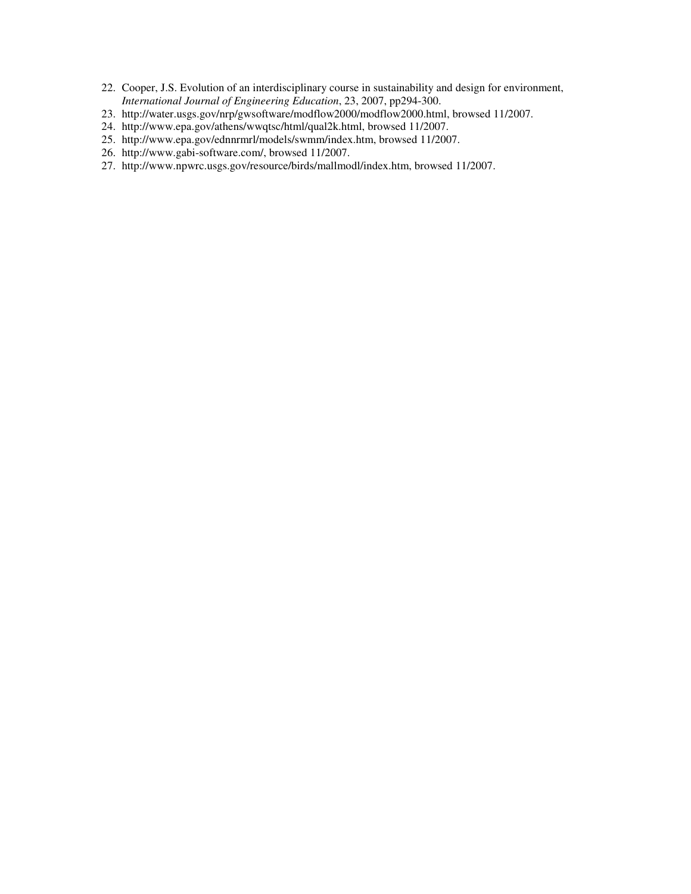22. Cooper, J.S. Evolution of an interdisciplinary course in sustainability and design for environment, *International Journal of Engineering Education*, 23, 2007, pp294-300.
23. http://water.usgs.gov/nrp/gwsoftware/modflow2000/modflow2000.html, browsed 11/2007.
24. http://www.epa.gov/athens/wwqtsc/html/qual2k.html, browsed 11/2007.
25. http://www.epa.gov/ednnrmrl/models/swmm/index.htm, browsed 11/2007.
26. http://www.gabi-software.com/, browsed 11/2007.
27. http://www.npwrc.usgs.gov/resource/birds/mallmodl/index.htm, browsed 11/2007.